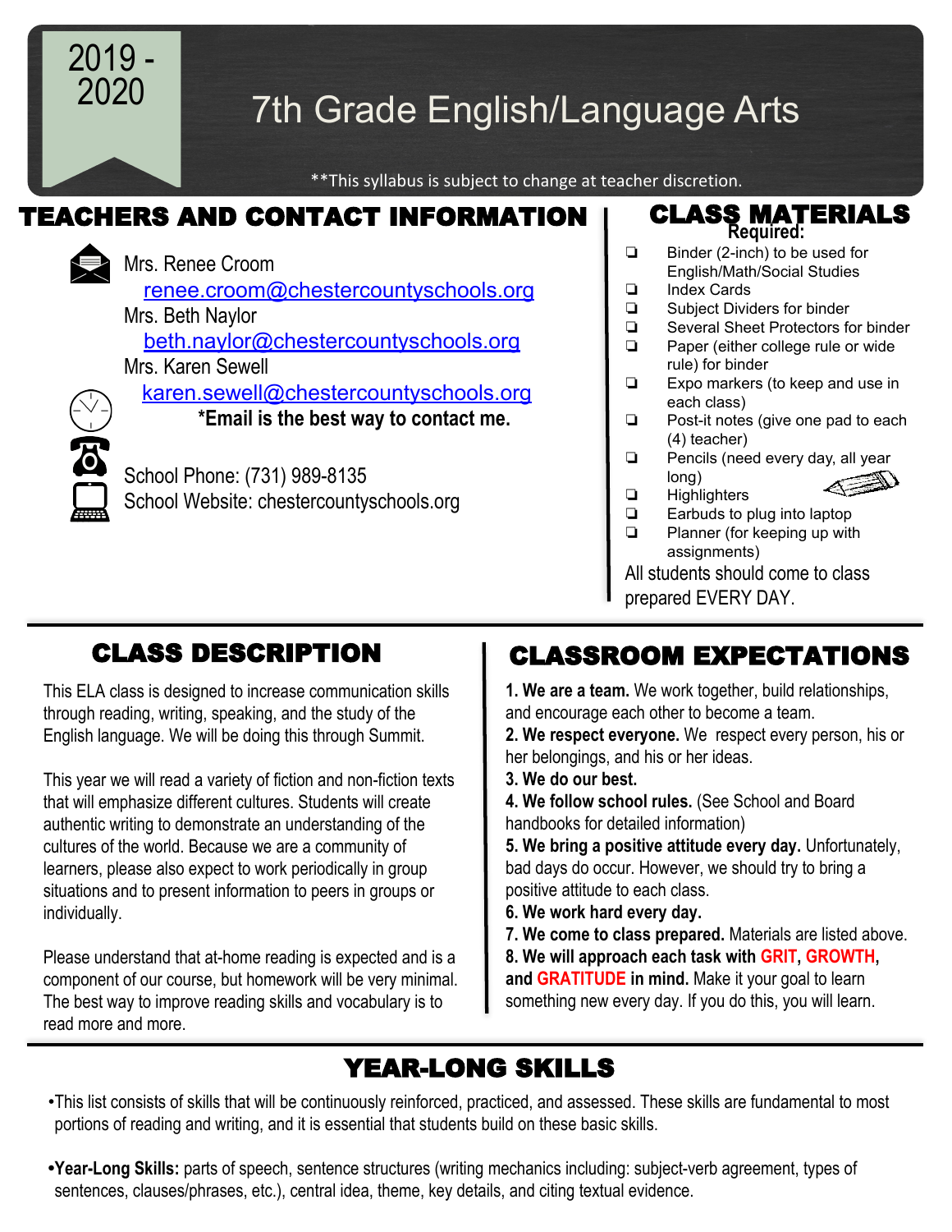2019 - 2020

# 7th Grade English/Language Arts

**This syllabus is subject to change at teacher discretion.

## TEACHERS AND CONTACT INFORMATION

Mrs. Renee Croom
renee.croom@chestercountyschools.org
Mrs. Beth Naylor
beth.naylor@chestercountyschools.org
Mrs. Karen Sewell
karen.sewell@chestercountyschools.org
**\*Email is the best way to contact me.**

School Phone: (731) 989-8135
School Website: chestercountyschools.org

## CLASS MATERIALS

**Required:**

- Binder (2-inch) to be used for English/Math/Social Studies
- Index Cards
- Subject Dividers for binder
- Several Sheet Protectors for binder
- Paper (either college rule or wide rule) for binder
- Expo markers (to keep and use in each class)
- Post-it notes (give one pad to each (4) teacher)
- Pencils (need every day, all year long)
- Highlighters
- Earbuds to plug into laptop
- Planner (for keeping up with assignments)

All students should come to class prepared EVERY DAY.

## CLASS DESCRIPTION

This ELA class is designed to increase communication skills through reading, writing, speaking, and the study of the English language. We will be doing this through Summit.

This year we will read a variety of fiction and non-fiction texts that will emphasize different cultures. Students will create authentic writing to demonstrate an understanding of the cultures of the world. Because we are a community of learners, please also expect to work periodically in group situations and to present information to peers in groups or individually.

Please understand that at-home reading is expected and is a component of our course, but homework will be very minimal. The best way to improve reading skills and vocabulary is to read more and more.

## CLASSROOM EXPECTATIONS

**1. We are a team.** We work together, build relationships, and encourage each other to become a team.
**2. We respect everyone.** We respect every person, his or her belongings, and his or her ideas.
**3. We do our best.**
**4. We follow school rules.** (See School and Board handbooks for detailed information)
**5. We bring a positive attitude every day.** Unfortunately, bad days do occur. However, we should try to bring a positive attitude to each class.
**6. We work hard every day.**
**7. We come to class prepared.** Materials are listed above.
**8. We will approach each task with GRIT, GROWTH, and GRATITUDE in mind.** Make it your goal to learn something new every day. If you do this, you will learn.

## YEAR-LONG SKILLS

- This list consists of skills that will be continuously reinforced, practiced, and assessed. These skills are fundamental to most portions of reading and writing, and it is essential that students build on these basic skills.

- **Year-Long Skills:** parts of speech, sentence structures (writing mechanics including: subject-verb agreement, types of sentences, clauses/phrases, etc.), central idea, theme, key details, and citing textual evidence.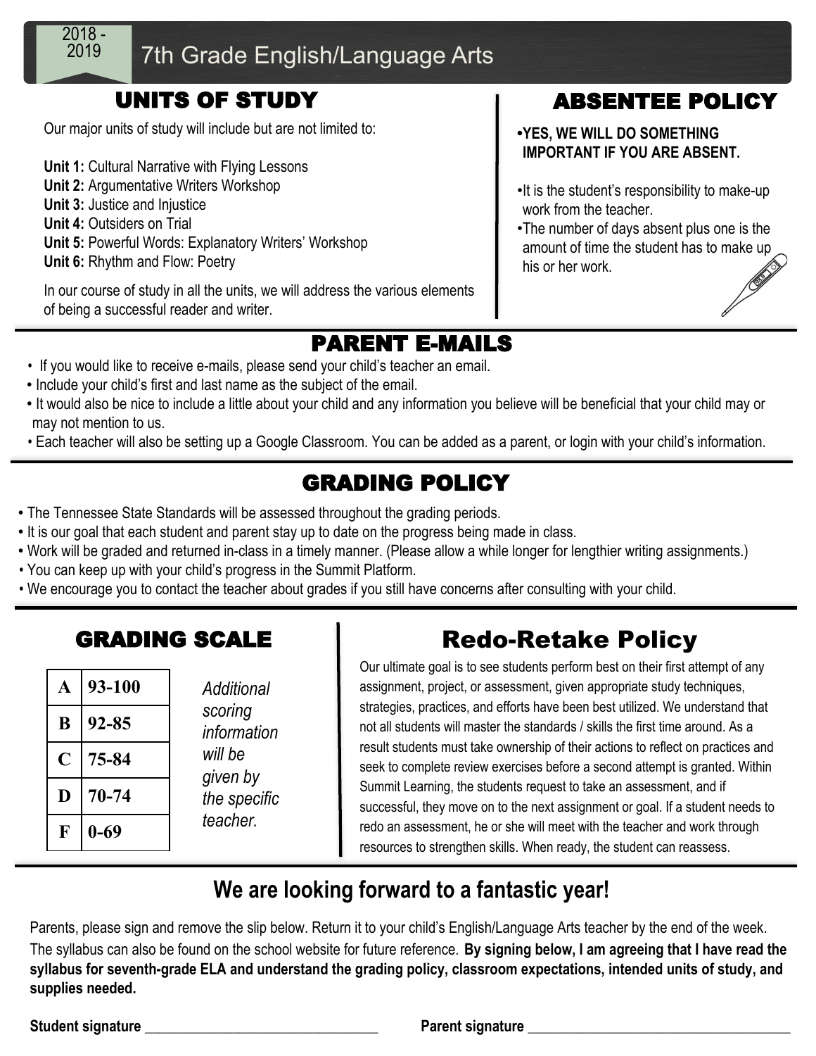2018 - 2019

# 7th Grade English/Language Arts

## UNITS OF STUDY

Our major units of study will include but are not limited to:

**Unit 1:** Cultural Narrative with Flying Lessons
**Unit 2:** Argumentative Writers Workshop
**Unit 3:** Justice and Injustice
**Unit 4:** Outsiders on Trial
**Unit 5:** Powerful Words: Explanatory Writers' Workshop
**Unit 6:** Rhythm and Flow: Poetry

In our course of study in all the units, we will address the various elements of being a successful reader and writer.

## ABSENTEE POLICY

- **YES, WE WILL DO SOMETHING IMPORTANT IF YOU ARE ABSENT.**
- It is the student's responsibility to make-up work from the teacher.
- The number of days absent plus one is the amount of time the student has to make up his or her work.

## PARENT E-MAILS

- If you would like to receive e-mails, please send your child's teacher an email.
- Include your child's first and last name as the subject of the email.
- It would also be nice to include a little about your child and any information you believe will be beneficial that your child may or may not mention to us.
- Each teacher will also be setting up a Google Classroom. You can be added as a parent, or login with your child's information.

## GRADING POLICY

- The Tennessee State Standards will be assessed throughout the grading periods.
- It is our goal that each student and parent stay up to date on the progress being made in class.
- Work will be graded and returned in-class in a timely manner. (Please allow a while longer for lengthier writing assignments.)
- You can keep up with your child's progress in the Summit Platform.
- We encourage you to contact the teacher about grades if you still have concerns after consulting with your child.

## GRADING SCALE

| | |
|---|---|
| **A** | **93-100** |
| **B** | **92-85** |
| **C** | **75-84** |
| **D** | **70-74** |
| **F** | **0-69** |

*Additional scoring information will be given by the specific teacher.*

## Redo-Retake Policy

Our ultimate goal is to see students perform best on their first attempt of any assignment, project, or assessment, given appropriate study techniques, strategies, practices, and efforts have been best utilized. We understand that not all students will master the standards / skills the first time around. As a result students must take ownership of their actions to reflect on practices and seek to complete review exercises before a second attempt is granted. Within Summit Learning, the students request to take an assessment, and if successful, they move on to the next assignment or goal. If a student needs to redo an assessment, he or she will meet with the teacher and work through resources to strengthen skills. When ready, the student can reassess.

## We are looking forward to a fantastic year!

Parents, please sign and remove the slip below. Return it to your child's English/Language Arts teacher by the end of the week. The syllabus can also be found on the school website for future reference. **By signing below, I am agreeing that I have read the syllabus for seventh-grade ELA and understand the grading policy, classroom expectations, intended units of study, and supplies needed.**

**Student signature** ______________________________ **Parent signature** ______________________________